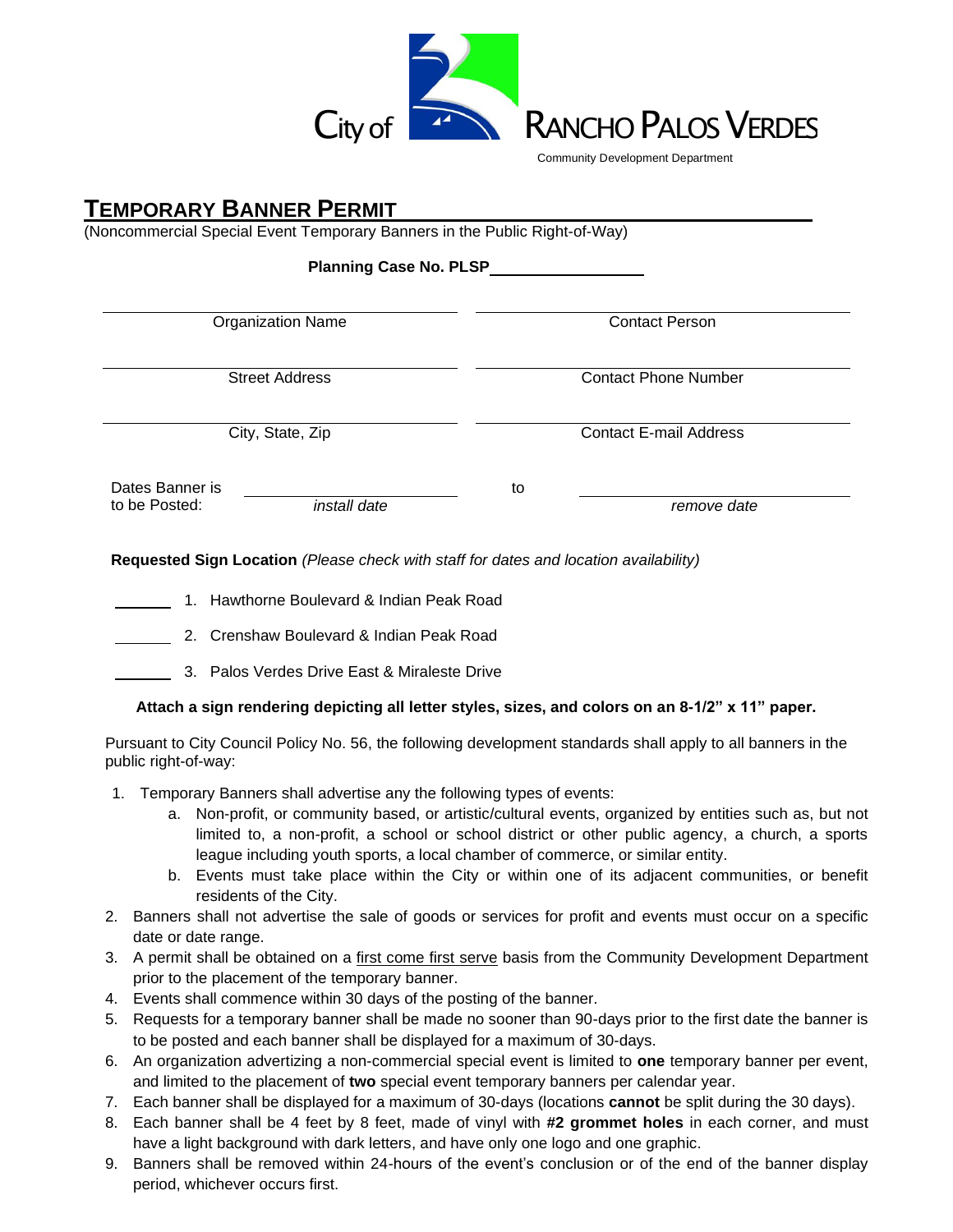City of RANCHO PALOS VERDES

Community Development Department

# TEMPORARY BANNER PERMIT

(Noncommercial Special Event Temporary Banners in the Public Right-of-Way)

**Planning Case No. PLSP**\_\_\_\_\_\_\_\_\_\_\_\_\_\_\_\_

| | |
|---|---|
| Organization Name | Contact Person |
| Street Address | Contact Phone Number |
| City, State, Zip | Contact E-mail Address |

Dates Banner is to be Posted: \_\_\_\_\_\_\_\_\_\_\_\_ *install date* to \_\_\_\_\_\_\_\_\_\_\_\_ *remove date*

**Requested Sign Location** *(Please check with staff for dates and location availability)*

\_\_\_\_\_\_ 1. Hawthorne Boulevard & Indian Peak Road

\_\_\_\_\_\_ 2. Crenshaw Boulevard & Indian Peak Road

\_\_\_\_\_\_ 3. Palos Verdes Drive East & Miraleste Drive

**Attach a sign rendering depicting all letter styles, sizes, and colors on an 8-1/2" x 11" paper.**

Pursuant to City Council Policy No. 56, the following development standards shall apply to all banners in the public right-of-way:

1. Temporary Banners shall advertise any the following types of events:
   a. Non-profit, or community based, or artistic/cultural events, organized by entities such as, but not limited to, a non-profit, a school or school district or other public agency, a church, a sports league including youth sports, a local chamber of commerce, or similar entity.
   b. Events must take place within the City or within one of its adjacent communities, or benefit residents of the City.
2. Banners shall not advertise the sale of goods or services for profit and events must occur on a specific date or date range.
3. A permit shall be obtained on a first come first serve basis from the Community Development Department prior to the placement of the temporary banner.
4. Events shall commence within 30 days of the posting of the banner.
5. Requests for a temporary banner shall be made no sooner than 90-days prior to the first date the banner is to be posted and each banner shall be displayed for a maximum of 30-days.
6. An organization advertizing a non-commercial special event is limited to **one** temporary banner per event, and limited to the placement of **two** special event temporary banners per calendar year.
7. Each banner shall be displayed for a maximum of 30-days (locations **cannot** be split during the 30 days).
8. Each banner shall be 4 feet by 8 feet, made of vinyl with **#2 grommet holes** in each corner, and must have a light background with dark letters, and have only one logo and one graphic.
9. Banners shall be removed within 24-hours of the event's conclusion or of the end of the banner display period, whichever occurs first.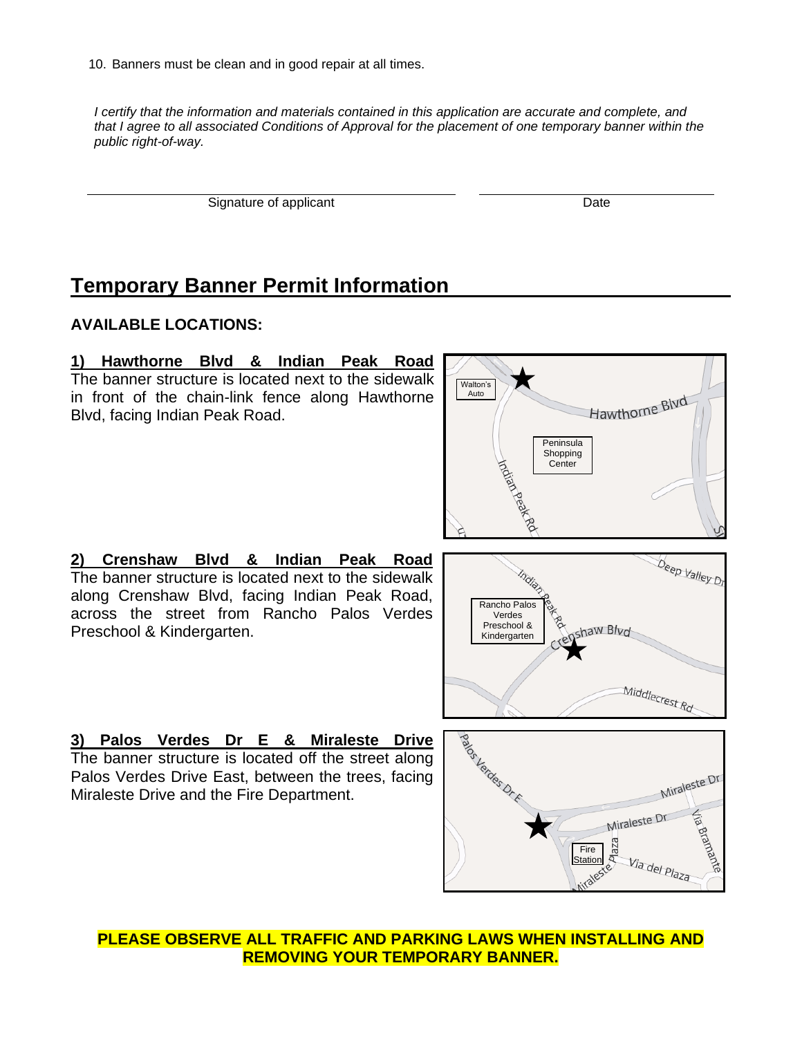10. Banners must be clean and in good repair at all times.

*I certify that the information and materials contained in this application are accurate and complete, and that I agree to all associated Conditions of Approval for the placement of one temporary banner within the public right-of-way.*

Signature of applicant | Date

## Temporary Banner Permit Information

### AVAILABLE LOCATIONS:

**1) Hawthorne Blvd & Indian Peak Road**
The banner structure is located next to the sidewalk in front of the chain-link fence along Hawthorne Blvd, facing Indian Peak Road.

**2) Crenshaw Blvd & Indian Peak Road**
The banner structure is located next to the sidewalk along Crenshaw Blvd, facing Indian Peak Road, across the street from Rancho Palos Verdes Preschool & Kindergarten.

**3) Palos Verdes Dr E & Miraleste Drive**
The banner structure is located off the street along Palos Verdes Drive East, between the trees, facing Miraleste Drive and the Fire Department.

**PLEASE OBSERVE ALL TRAFFIC AND PARKING LAWS WHEN INSTALLING AND REMOVING YOUR TEMPORARY BANNER.**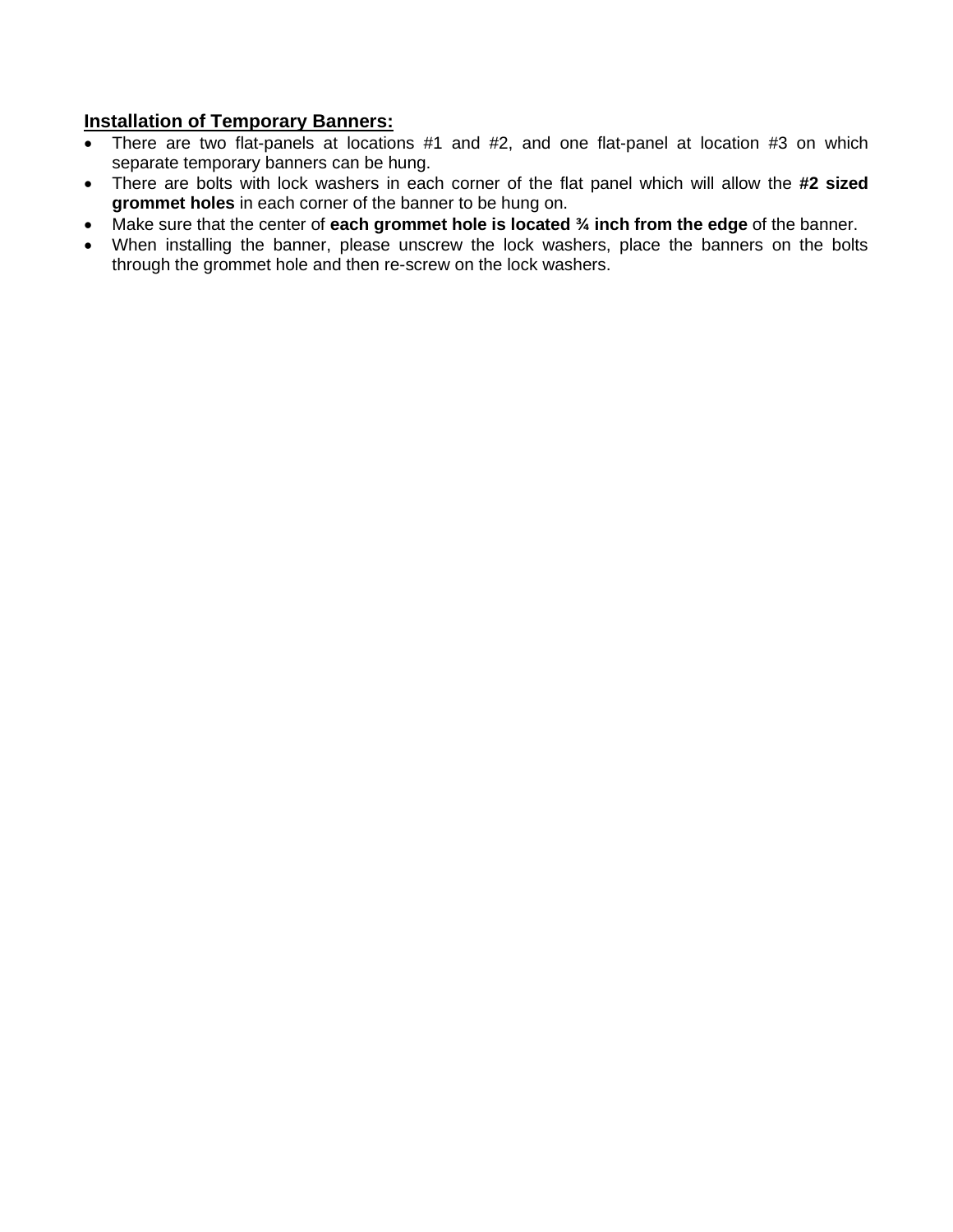**<u>Installation of Temporary Banners:</u>**

- There are two flat-panels at locations #1 and #2, and one flat-panel at location #3 on which separate temporary banners can be hung.
- There are bolts with lock washers in each corner of the flat panel which will allow the **#2 sized grommet holes** in each corner of the banner to be hung on.
- Make sure that the center of **each grommet hole is located ¾ inch from the edge** of the banner.
- When installing the banner, please unscrew the lock washers, place the banners on the bolts through the grommet hole and then re-screw on the lock washers.